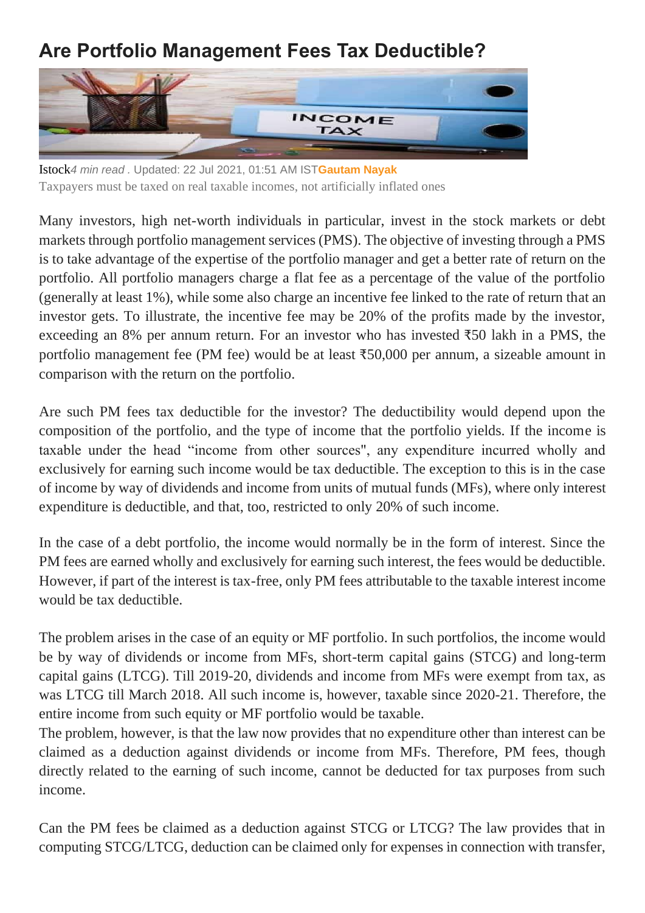# Are Portfolio Management Fees Tax Deductible?

Istock*4 min read* . Updated: 22 Jul 2021, 01:51 AM IST**Gautam Nayak**

Taxpayers must be taxed on real taxable incomes, not artificially inflated ones

Many investors, high net-worth individuals in particular, invest in the stock markets or debt markets through portfolio management services (PMS). The objective of investing through a PMS is to take advantage of the expertise of the portfolio manager and get a better rate of return on the portfolio. All portfolio managers charge a flat fee as a percentage of the value of the portfolio (generally at least 1%), while some also charge an incentive fee linked to the rate of return that an investor gets. To illustrate, the incentive fee may be 20% of the profits made by the investor, exceeding an 8% per annum return. For an investor who has invested ₹50 lakh in a PMS, the portfolio management fee (PM fee) would be at least ₹50,000 per annum, a sizeable amount in comparison with the return on the portfolio.

Are such PM fees tax deductible for the investor? The deductibility would depend upon the composition of the portfolio, and the type of income that the portfolio yields. If the income is taxable under the head "income from other sources", any expenditure incurred wholly and exclusively for earning such income would be tax deductible. The exception to this is in the case of income by way of dividends and income from units of mutual funds (MFs), where only interest expenditure is deductible, and that, too, restricted to only 20% of such income.

In the case of a debt portfolio, the income would normally be in the form of interest. Since the PM fees are earned wholly and exclusively for earning such interest, the fees would be deductible. However, if part of the interest is tax-free, only PM fees attributable to the taxable interest income would be tax deductible.

The problem arises in the case of an equity or MF portfolio. In such portfolios, the income would be by way of dividends or income from MFs, short-term capital gains (STCG) and long-term capital gains (LTCG). Till 2019-20, dividends and income from MFs were exempt from tax, as was LTCG till March 2018. All such income is, however, taxable since 2020-21. Therefore, the entire income from such equity or MF portfolio would be taxable.

The problem, however, is that the law now provides that no expenditure other than interest can be claimed as a deduction against dividends or income from MFs. Therefore, PM fees, though directly related to the earning of such income, cannot be deducted for tax purposes from such income.

Can the PM fees be claimed as a deduction against STCG or LTCG? The law provides that in computing STCG/LTCG, deduction can be claimed only for expenses in connection with transfer,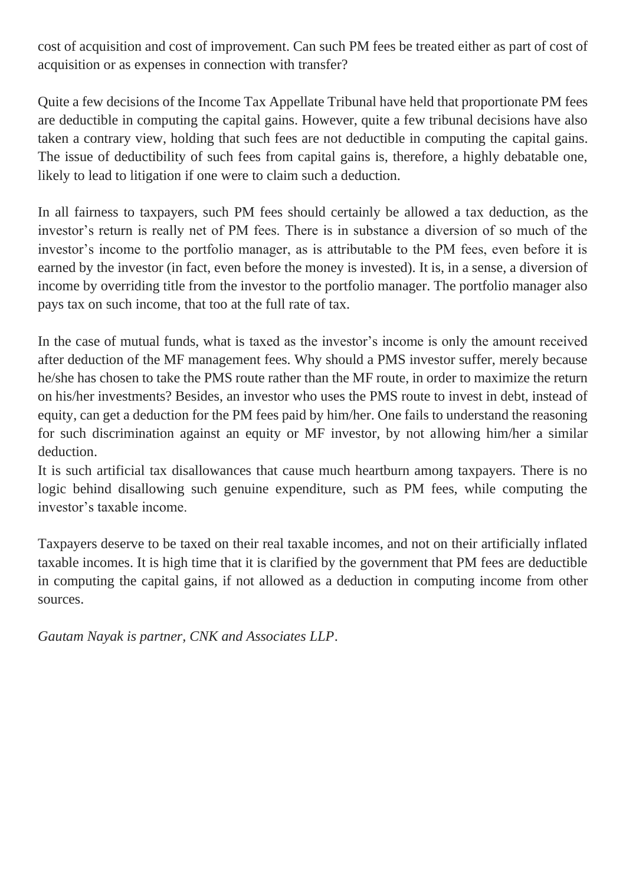cost of acquisition and cost of improvement. Can such PM fees be treated either as part of cost of acquisition or as expenses in connection with transfer?

Quite a few decisions of the Income Tax Appellate Tribunal have held that proportionate PM fees are deductible in computing the capital gains. However, quite a few tribunal decisions have also taken a contrary view, holding that such fees are not deductible in computing the capital gains. The issue of deductibility of such fees from capital gains is, therefore, a highly debatable one, likely to lead to litigation if one were to claim such a deduction.

In all fairness to taxpayers, such PM fees should certainly be allowed a tax deduction, as the investor's return is really net of PM fees. There is in substance a diversion of so much of the investor's income to the portfolio manager, as is attributable to the PM fees, even before it is earned by the investor (in fact, even before the money is invested). It is, in a sense, a diversion of income by overriding title from the investor to the portfolio manager. The portfolio manager also pays tax on such income, that too at the full rate of tax.

In the case of mutual funds, what is taxed as the investor's income is only the amount received after deduction of the MF management fees. Why should a PMS investor suffer, merely because he/she has chosen to take the PMS route rather than the MF route, in order to maximize the return on his/her investments? Besides, an investor who uses the PMS route to invest in debt, instead of equity, can get a deduction for the PM fees paid by him/her. One fails to understand the reasoning for such discrimination against an equity or MF investor, by not allowing him/her a similar deduction.

It is such artificial tax disallowances that cause much heartburn among taxpayers. There is no logic behind disallowing such genuine expenditure, such as PM fees, while computing the investor's taxable income.

Taxpayers deserve to be taxed on their real taxable incomes, and not on their artificially inflated taxable incomes. It is high time that it is clarified by the government that PM fees are deductible in computing the capital gains, if not allowed as a deduction in computing income from other sources.

*Gautam Nayak is partner, CNK and Associates LLP.*